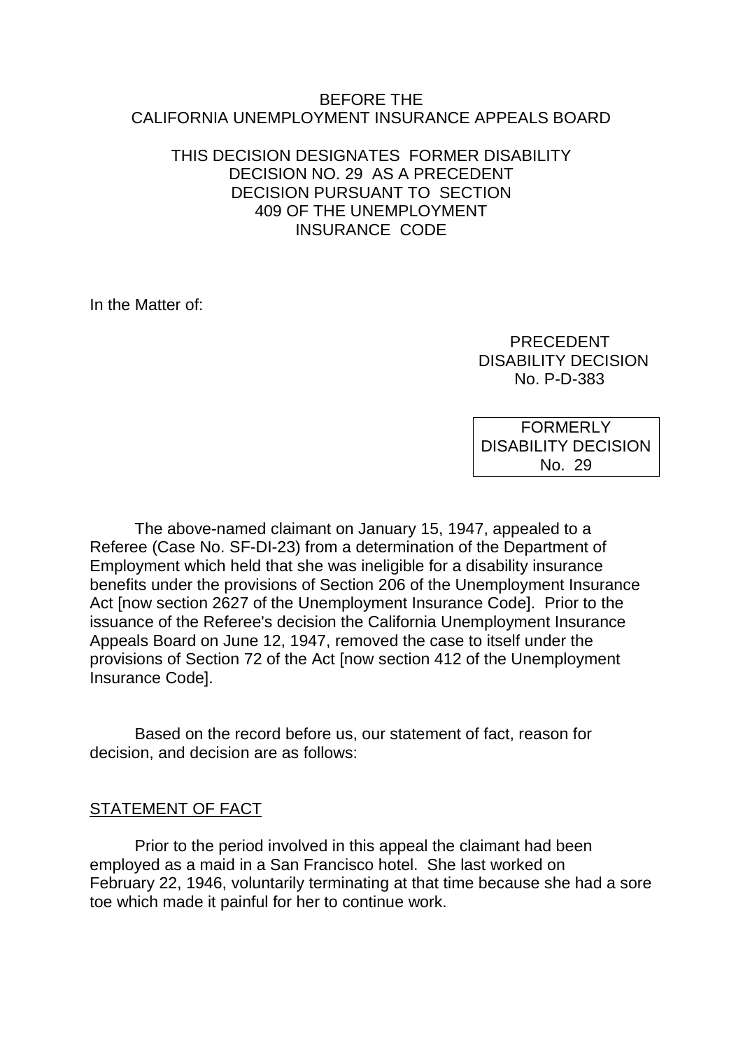BEFORE THE
CALIFORNIA UNEMPLOYMENT INSURANCE APPEALS BOARD

THIS DECISION DESIGNATES FORMER DISABILITY DECISION NO. 29 AS A PRECEDENT DECISION PURSUANT TO SECTION 409 OF THE UNEMPLOYMENT INSURANCE CODE

In the Matter of:

PRECEDENT
DISABILITY DECISION
No. P-D-383

FORMERLY
DISABILITY DECISION
No. 29

The above-named claimant on January 15, 1947, appealed to a Referee (Case No. SF-DI-23) from a determination of the Department of Employment which held that she was ineligible for a disability insurance benefits under the provisions of Section 206 of the Unemployment Insurance Act [now section 2627 of the Unemployment Insurance Code]. Prior to the issuance of the Referee's decision the California Unemployment Insurance Appeals Board on June 12, 1947, removed the case to itself under the provisions of Section 72 of the Act [now section 412 of the Unemployment Insurance Code].

Based on the record before us, our statement of fact, reason for decision, and decision are as follows:

## STATEMENT OF FACT

Prior to the period involved in this appeal the claimant had been employed as a maid in a San Francisco hotel. She last worked on February 22, 1946, voluntarily terminating at that time because she had a sore toe which made it painful for her to continue work.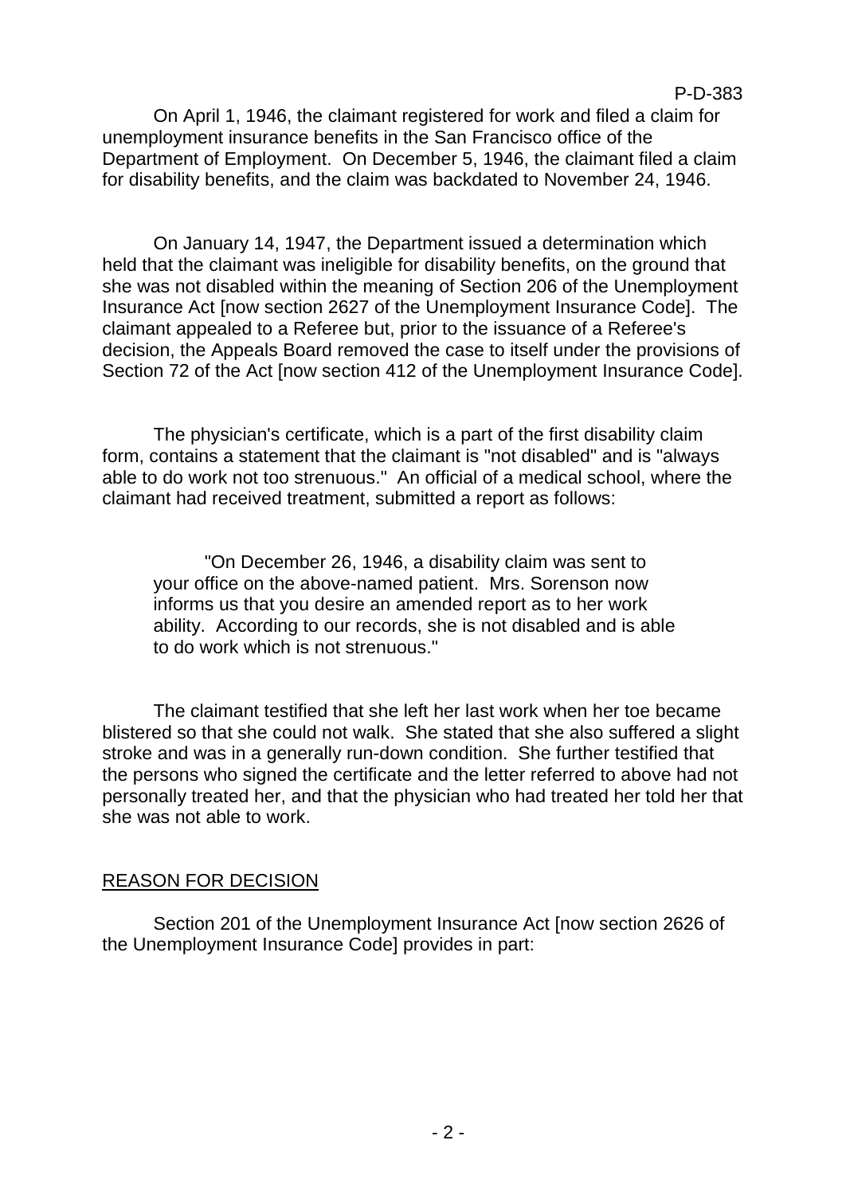On April 1, 1946, the claimant registered for work and filed a claim for unemployment insurance benefits in the San Francisco office of the Department of Employment. On December 5, 1946, the claimant filed a claim for disability benefits, and the claim was backdated to November 24, 1946.

On January 14, 1947, the Department issued a determination which held that the claimant was ineligible for disability benefits, on the ground that she was not disabled within the meaning of Section 206 of the Unemployment Insurance Act [now section 2627 of the Unemployment Insurance Code]. The claimant appealed to a Referee but, prior to the issuance of a Referee's decision, the Appeals Board removed the case to itself under the provisions of Section 72 of the Act [now section 412 of the Unemployment Insurance Code].

The physician's certificate, which is a part of the first disability claim form, contains a statement that the claimant is "not disabled" and is "always able to do work not too strenuous." An official of a medical school, where the claimant had received treatment, submitted a report as follows:

> "On December 26, 1946, a disability claim was sent to your office on the above-named patient. Mrs. Sorenson now informs us that you desire an amended report as to her work ability. According to our records, she is not disabled and is able to do work which is not strenuous."

The claimant testified that she left her last work when her toe became blistered so that she could not walk. She stated that she also suffered a slight stroke and was in a generally run-down condition. She further testified that the persons who signed the certificate and the letter referred to above had not personally treated her, and that the physician who had treated her told her that she was not able to work.

## REASON FOR DECISION

Section 201 of the Unemployment Insurance Act [now section 2626 of the Unemployment Insurance Code] provides in part: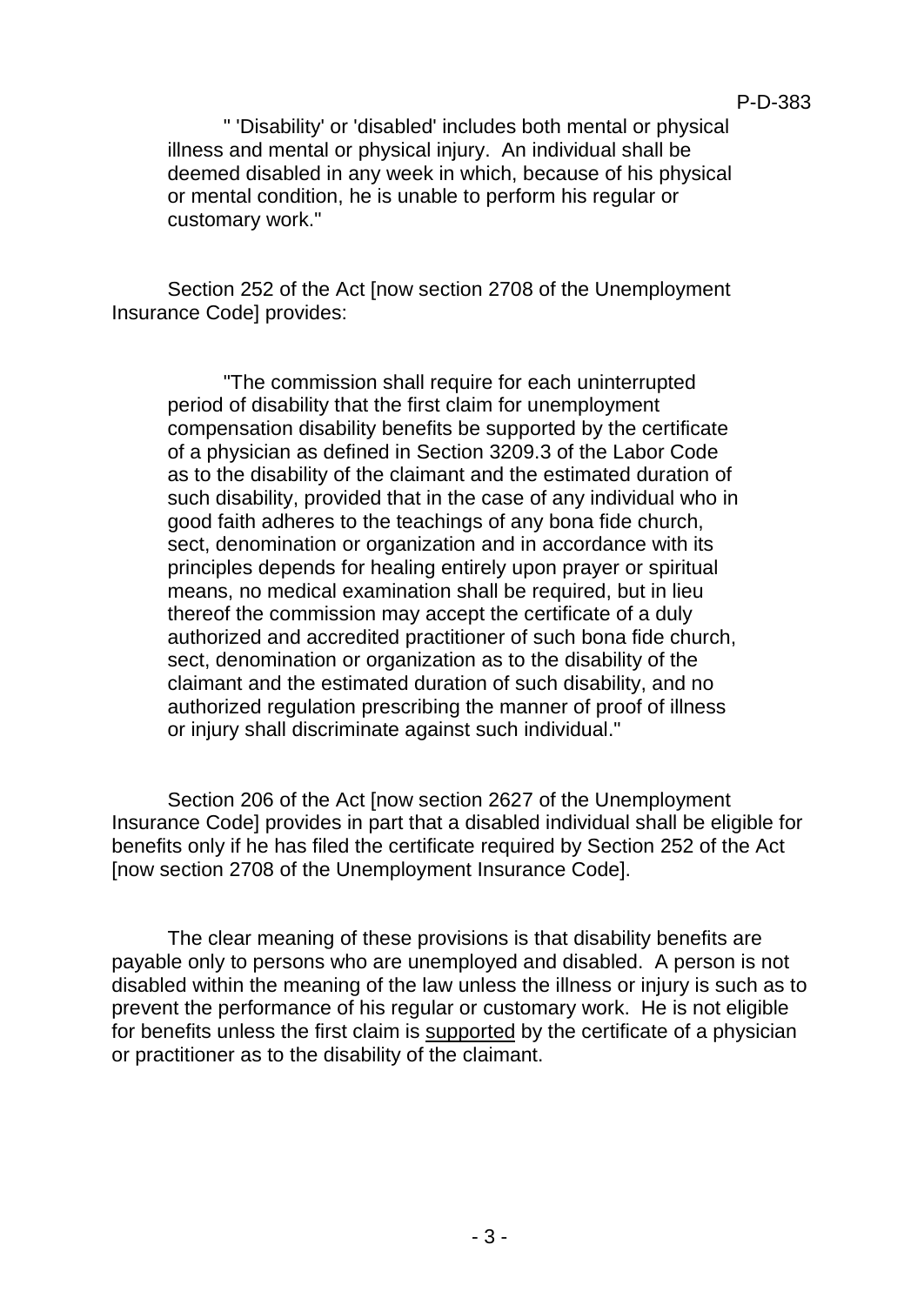" 'Disability' or 'disabled' includes both mental or physical illness and mental or physical injury. An individual shall be deemed disabled in any week in which, because of his physical or mental condition, he is unable to perform his regular or customary work."

Section 252 of the Act [now section 2708 of the Unemployment Insurance Code] provides:

> "The commission shall require for each uninterrupted period of disability that the first claim for unemployment compensation disability benefits be supported by the certificate of a physician as defined in Section 3209.3 of the Labor Code as to the disability of the claimant and the estimated duration of such disability, provided that in the case of any individual who in good faith adheres to the teachings of any bona fide church, sect, denomination or organization and in accordance with its principles depends for healing entirely upon prayer or spiritual means, no medical examination shall be required, but in lieu thereof the commission may accept the certificate of a duly authorized and accredited practitioner of such bona fide church, sect, denomination or organization as to the disability of the claimant and the estimated duration of such disability, and no authorized regulation prescribing the manner of proof of illness or injury shall discriminate against such individual."

Section 206 of the Act [now section 2627 of the Unemployment Insurance Code] provides in part that a disabled individual shall be eligible for benefits only if he has filed the certificate required by Section 252 of the Act [now section 2708 of the Unemployment Insurance Code].

The clear meaning of these provisions is that disability benefits are payable only to persons who are unemployed and disabled. A person is not disabled within the meaning of the law unless the illness or injury is such as to prevent the performance of his regular or customary work. He is not eligible for benefits unless the first claim is <u>supported</u> by the certificate of a physician or practitioner as to the disability of the claimant.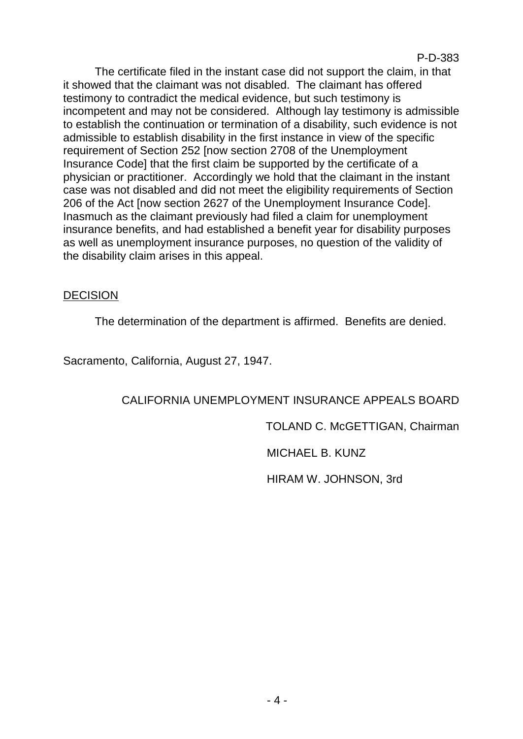The certificate filed in the instant case did not support the claim, in that it showed that the claimant was not disabled. The claimant has offered testimony to contradict the medical evidence, but such testimony is incompetent and may not be considered. Although lay testimony is admissible to establish the continuation or termination of a disability, such evidence is not admissible to establish disability in the first instance in view of the specific requirement of Section 252 [now section 2708 of the Unemployment Insurance Code] that the first claim be supported by the certificate of a physician or practitioner. Accordingly we hold that the claimant in the instant case was not disabled and did not meet the eligibility requirements of Section 206 of the Act [now section 2627 of the Unemployment Insurance Code]. Inasmuch as the claimant previously had filed a claim for unemployment insurance benefits, and had established a benefit year for disability purposes as well as unemployment insurance purposes, no question of the validity of the disability claim arises in this appeal.

## DECISION

The determination of the department is affirmed. Benefits are denied.

Sacramento, California, August 27, 1947.

CALIFORNIA UNEMPLOYMENT INSURANCE APPEALS BOARD

TOLAND C. McGETTIGAN, Chairman

MICHAEL B. KUNZ

HIRAM W. JOHNSON, 3rd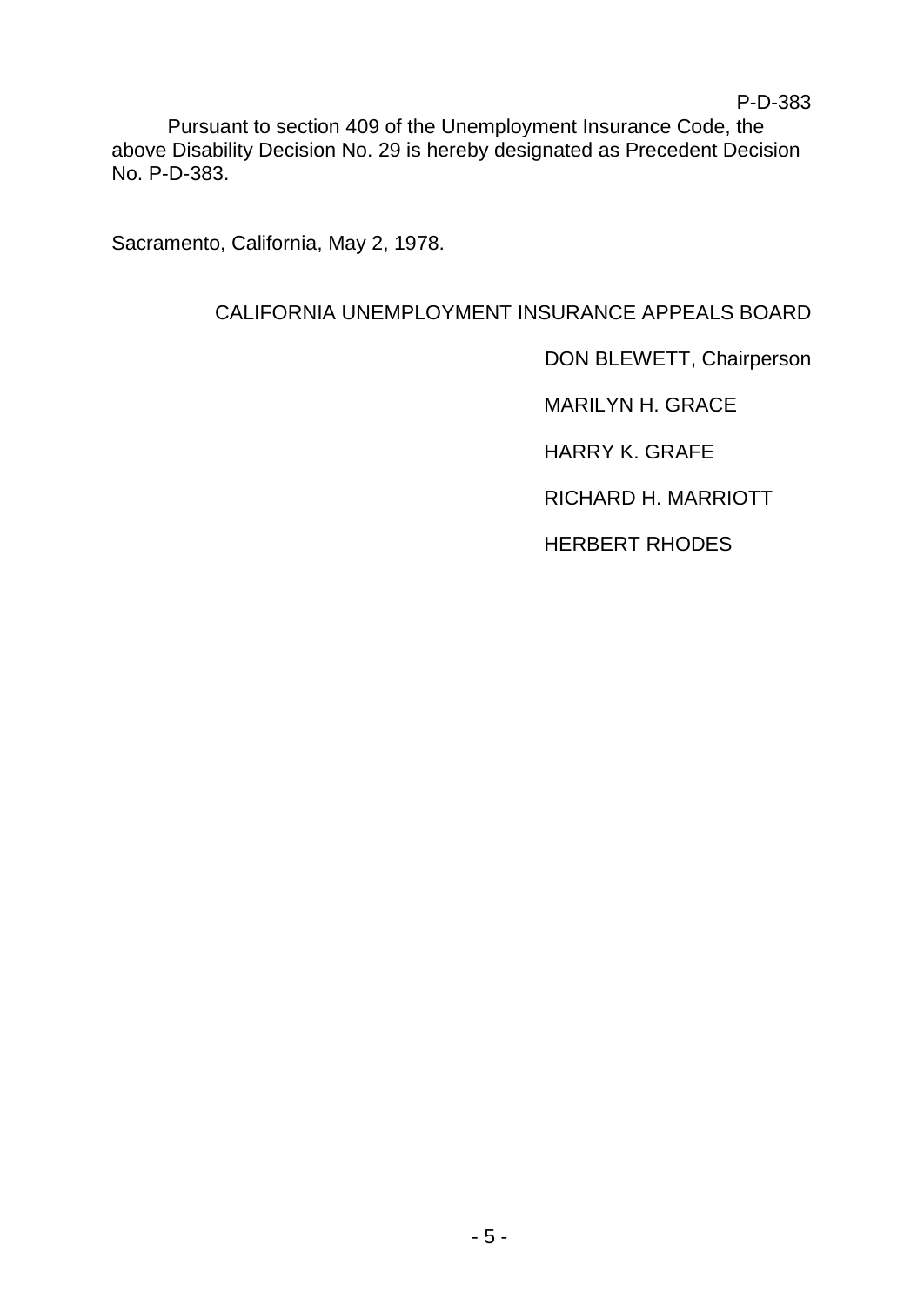Pursuant to section 409 of the Unemployment Insurance Code, the above Disability Decision No. 29 is hereby designated as Precedent Decision No. P-D-383.

Sacramento, California, May 2, 1978.

CALIFORNIA UNEMPLOYMENT INSURANCE APPEALS BOARD

DON BLEWETT, Chairperson

MARILYN H. GRACE

HARRY K. GRAFE

RICHARD H. MARRIOTT

HERBERT RHODES